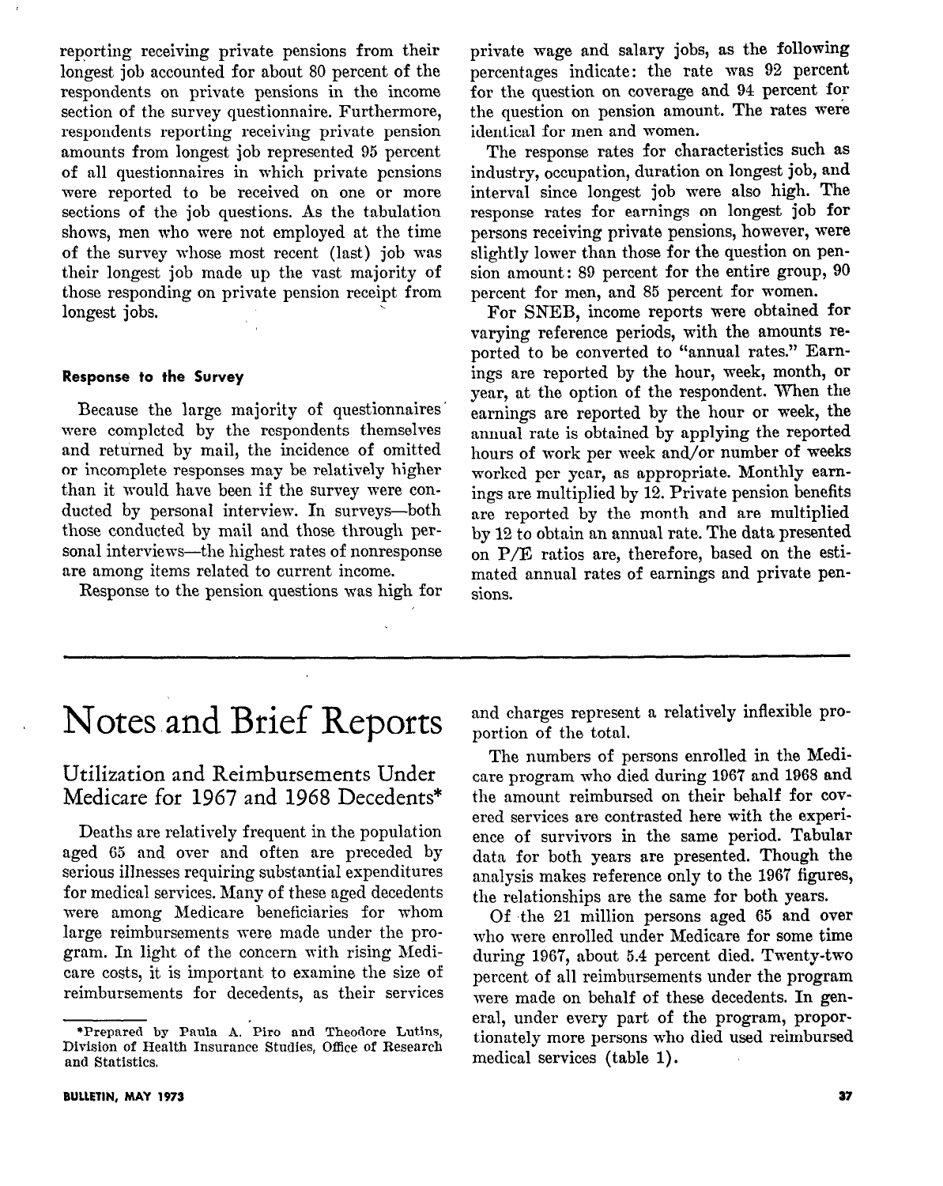reporting receiving private pensions from their longest job accounted for about 80 percent of the respondents on private pensions in the income section of the survey questionnaire. Furthermore, respondents reporting receiving private pension amounts from longest job represented 95 percent of all questionnaires in which private pensions were reported to be received on one or more sections of the job questions. As the tabulation shows, men who were not employed at the time of the survey whose most recent (last) job was their longest job made up the vast majority of those responding on private pension receipt from longest jobs.

#### Response to the Survey

Because the large majority of questionnaires were completed by the respondents themselves and returned by mail, the incidence of omitted or incomplete responses may be relatively higher than it would have been if the survey were conducted by personal interview. In surveys—both those conducted by mail and those through personal interviews—the highest rates of nonresponse are among items related to current income.

Response to the pension questions was high for private wage and salary jobs, as the following percentages indicate: the rate was 92 percent for the question on coverage and 94 percent for the question on pension amount. The rates were identical for men and women.

The response rates for characteristics such as industry, occupation, duration on longest job, and interval since longest job were also high. The response rates for earnings on longest job for persons receiving private pensions, however, were slightly lower than those for the question on pension amount: 89 percent for the entire group, 90 percent for men, and 85 percent for women.

For SNEB, income reports were obtained for varying reference periods, with the amounts reported to be converted to "annual rates." Earnings are reported by the hour, week, month, or year, at the option of the respondent. When the earnings are reported by the hour or week, the annual rate is obtained by applying the reported hours of work per week and/or number of weeks worked per year, as appropriate. Monthly earnings are multiplied by 12. Private pension benefits are reported by the month and are multiplied by 12 to obtain an annual rate. The data presented on P/E ratios are, therefore, based on the estimated annual rates of earnings and private pensions.

# Notes and Brief Reports

## Utilization and Reimbursements Under Medicare for 1967 and 1968 Decedents*

Deaths are relatively frequent in the population aged 65 and over and often are preceded by serious illnesses requiring substantial expenditures for medical services. Many of these aged decedents were among Medicare beneficiaries for whom large reimbursements were made under the program. In light of the concern with rising Medicare costs, it is important to examine the size of reimbursements for decedents, as their services and charges represent a relatively inflexible proportion of the total.

The numbers of persons enrolled in the Medicare program who died during 1967 and 1968 and the amount reimbursed on their behalf for covered services are contrasted here with the experience of survivors in the same period. Tabular data for both years are presented. Though the analysis makes reference only to the 1967 figures, the relationships are the same for both years.

Of the 21 million persons aged 65 and over who were enrolled under Medicare for some time during 1967, about 5.4 percent died. Twenty-two percent of all reimbursements under the program were made on behalf of these decedents. In general, under every part of the program, proportionately more persons who died used reimbursed medical services (table 1).

*Prepared by Paula A. Piro and Theodore Lutins, Division of Health Insurance Studies, Office of Research and Statistics.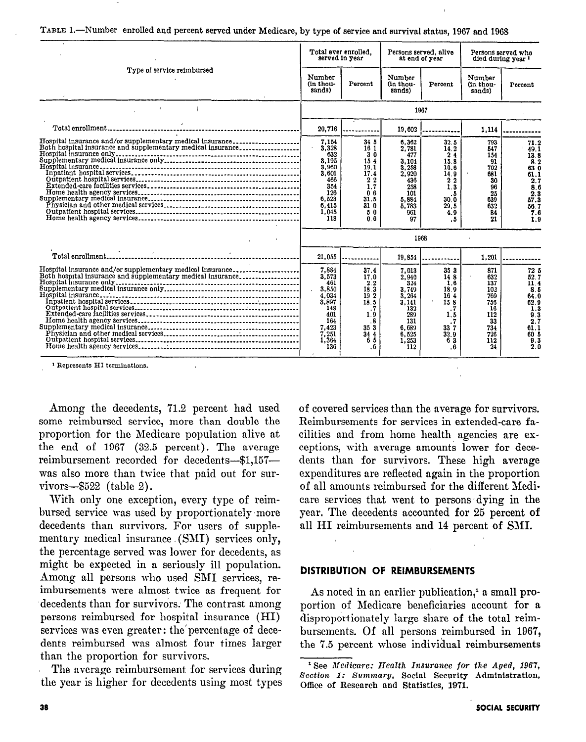TABLE 1.—Number enrolled and percent served under Medicare, by type of service and survival status, 1967 and 1968

| Type of service reimbursed | Total ever enrolled, served in year | | Persons served, alive at end of year | | Persons served who died during year [1] | |
|---|---|---|---|---|---|---|
| | Number (in thousands) | Percent | Number (in thousands) | Percent | Number (in thousands) | Percent |
| | 1967 | | | | | |
| Total enrollment | 20,716 | | 19,602 | | 1,114 | |
| Hospital insurance and/or supplementary medical insurance | 7,154 | 34.5 | 6,362 | 32.5 | 793 | 71.2 |
| Both hospital insurance and supplementary medical insurance | 3,328 | 16.1 | 2,781 | 14.2 | 547 | 49.1 |
| Hospital insurance only | 632 | 3.0 | 477 | 2.4 | 154 | 13.8 |
| Supplementary medical insurance only | 3,195 | 15.4 | 3,104 | 15.8 | 91 | 8.2 |
| Hospital insurance | 3,960 | 19.1 | 3,258 | 16.6 | 702 | 63.0 |
| Inpatient hospital services | 3,601 | 17.4 | 2,920 | 14.9 | 681 | 61.1 |
| Outpatient hospital services | 466 | 2.2 | 436 | 2.2 | 30 | 2.7 |
| Extended-care facilities services | 354 | 1.7 | 258 | 1.3 | 96 | 8.6 |
| Home health agency services | 126 | 0.6 | 101 | .5 | 25 | 2.3 |
| Supplementary medical insurance | 6,523 | 31.5 | 5,884 | 30.0 | 639 | 57.3 |
| Physician and other medical services | 6,415 | 31.0 | 5,783 | 29.5 | 632 | 56.7 |
| Outpatient hospital services | 1,045 | 5.0 | 961 | 4.9 | 84 | 7.6 |
| Home health agency services | 118 | 0.6 | 97 | .5 | 21 | 1.9 |
| | 1968 | | | | | |
| Total enrollment | 21,055 | | 19,854 | | 1,201 | |
| Hospital insurance and/or supplementary medical insurance | 7,884 | 37.4 | 7,013 | 35.3 | 871 | 72.5 |
| Both hospital insurance and supplementary medical insurance | 3,573 | 17.0 | 2,940 | 14.8 | 632 | 52.7 |
| Hospital insurance only | 461 | 2.2 | 324 | 1.6 | 137 | 11.4 |
| Supplementary medical insurance only | 3,850 | 18.3 | 3,749 | 18.9 | 102 | 8.5 |
| Hospital insurance | 4,034 | 19.2 | 3,264 | 16.4 | 769 | 64.0 |
| Inpatient hospital services | 3,897 | 18.5 | 3,141 | 15.8 | 756 | 62.9 |
| Outpatient hospital services | 148 | .7 | 132 | .7 | 16 | 1.3 |
| Extended-care facilities services | 401 | 1.9 | 289 | 1.5 | 112 | 9.3 |
| Home health agency services | 164 | .8 | 131 | .7 | 33 | 2.7 |
| Supplementary medical insurance | 7,423 | 35.3 | 6,689 | 33.7 | 734 | 61.1 |
| Physician and other medical services | 7,251 | 34.4 | 6,525 | 32.9 | 726 | 60.5 |
| Outpatient hospital services | 1,364 | 6.5 | 1,253 | 6.3 | 112 | 9.3 |
| Home health agency services | 136 | .6 | 112 | .6 | 24 | 2.0 |

[1] Represents HI terminations.

Among the decedents, 71.2 percent had used some reimbursed service, more than double the proportion for the Medicare population alive at the end of 1967 (32.5 percent). The average reimbursement recorded for decedents—$1,157—was also more than twice that paid out for survivors—$522 (table 2).

With only one exception, every type of reimbursed service was used by proportionately more decedents than survivors. For users of supplementary medical insurance (SMI) services only, the percentage served was lower for decedents, as might be expected in a seriously ill population. Among all persons who used SMI services, reimbursements were almost twice as frequent for decedents than for survivors. The contrast among persons reimbursed for hospital insurance (HI) services was even greater: the percentage of decedents reimbursed was almost four times larger than the proportion for survivors.

The average reimbursement for services during the year is higher for decedents using most types of covered services than the average for survivors. Reimbursements for services in extended-care facilities and from home health agencies are exceptions, with average amounts lower for decedents than for survivors. These high average expenditures are reflected again in the proportion of all amounts reimbursed for the different Medicare services that went to persons dying in the year. The decedents accounted for 25 percent of all HI reimbursements and 14 percent of SMI.

## DISTRIBUTION OF REIMBURSEMENTS

As noted in an earlier publication,[1] a small proportion of Medicare beneficiaries account for a disproportionately large share of the total reimbursements. Of all persons reimbursed in 1967, the 7.5 percent whose individual reimbursements

[1] See *Medicare: Health Insurance for the Aged, 1967, Section 1: Summary*, Social Security Administration, Office of Research and Statistics, 1971.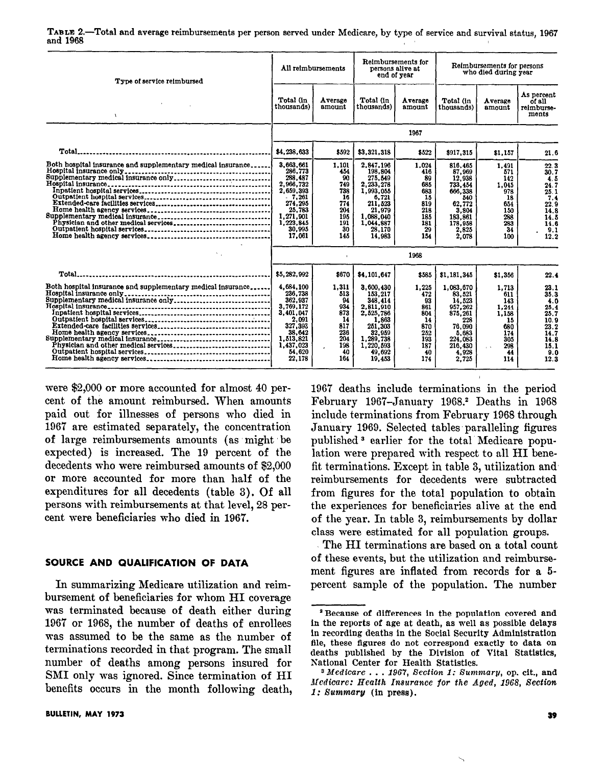TABLE 2.—Total and average reimbursements per person served under Medicare, by type of service and survival status, 1967 and 1968

| Type of service reimbursed | All reimbursements | | Reimbursements for persons alive at end of year | | Reimbursements for persons who died during year | | |
|---|---|---|---|---|---|---|---|
| | Total (in thousands) | Average amount | Total (in thousands) | Average amount | Total (in thousands) | Average amount | As percent of all reimbursements |
| **1967** | | | | | | | |
| Total | $4,238,633 | $592 | $3,321,318 | $522 | $917,315 | $1,157 | 21.6 |
| Both hospital insurance and supplementary medical insurance | 3,663,661 | 1,101 | 2,847,196 | 1,024 | 816,465 | 1,491 | 22.3 |
| Hospital insurance only | 286,773 | 454 | 198,804 | 416 | 87,969 | 571 | 30.7 |
| Supplementary medical insurance only | 288,487 | 90 | 275,549 | 89 | 12,938 | 142 | 4.5 |
| Hospital insurance | 2,966,732 | 749 | 2,233,278 | 685 | 733,454 | 1,045 | 24.7 |
| Inpatient hospital services | 2,659,393 | 738 | 1,993,055 | 683 | 666,338 | 978 | 25.1 |
| Outpatient hospital services | 7,261 | 16 | 6,721 | 15 | 540 | 18 | 7.4 |
| Extended-care facilities services | 274,295 | 774 | 211,523 | 819 | 62,772 | 654 | 22.9 |
| Home health agency services | 25,783 | 204 | 21,979 | 218 | 3,804 | 150 | 14.8 |
| Supplementary medical insurance | 1,271,901 | 195 | 1,088,040 | 185 | 183,861 | 288 | 14.5 |
| Physician and other medical services | 1,223,845 | 191 | 1,044,887 | 181 | 178,958 | 283 | 14.6 |
| Outpatient hospital services | 30,995 | 30 | 28,170 | 29 | 2,825 | 34 | 9.1 |
| Home health agency services | 17,061 | 145 | 14,983 | 154 | 2,078 | 100 | 12.2 |
| **1968** | | | | | | | |
| Total | $5,282,992 | $670 | $4,101,647 | $585 | $1,181,345 | $1,356 | 22.4 |
| Both hospital insurance and supplementary medical insurance | 4,684,100 | 1,311 | 3,600,430 | 1,225 | 1,083,670 | 1,713 | 23.1 |
| Hospital insurance only | 236,738 | 513 | 153,217 | 472 | 83,521 | 611 | 35.3 |
| Supplementary medical insurance only | 362,937 | 94 | 348,414 | 93 | 14,523 | 143 | 4.0 |
| Hospital insurance | 3,769,172 | 934 | 2,811,910 | 861 | 957,262 | 1,241 | 25.4 |
| Inpatient hospital services | 3,401,047 | 873 | 2,525,786 | 804 | 875,261 | 1,158 | 25.7 |
| Outpatient hospital services | 2,091 | 14 | 1,863 | 14 | 228 | 15 | 10.9 |
| Extended-care facilities services | 327,393 | 817 | 251,303 | 870 | 76,090 | 680 | 23.2 |
| Home health agency services | 38,642 | 236 | 32,959 | 252 | 5,683 | 174 | 14.7 |
| Supplementary medical insurance | 1,513,821 | 204 | 1,289,738 | 193 | 224,083 | 305 | 14.8 |
| Physician and other medical services | 1,437,023 | 198 | 1,220,593 | 187 | 216,430 | 298 | 15.1 |
| Outpatient hospital services | 54,620 | 40 | 49,692 | 40 | 4,928 | 44 | 9.0 |
| Home health agency services | 22,178 | 164 | 19,453 | 174 | 2,725 | 114 | 12.3 |

were $2,000 or more accounted for almost 40 percent of the amount reimbursed. When amounts paid out for illnesses of persons who died in 1967 are estimated separately, the concentration of large reimbursements amounts (as might be expected) is increased. The 19 percent of the decedents who were reimbursed amounts of $2,000 or more accounted for more than half of the expenditures for all decedents (table 3). Of all persons with reimbursements at that level, 28 percent were beneficiaries who died in 1967.

## SOURCE AND QUALIFICATION OF DATA

In summarizing Medicare utilization and reimbursement of beneficiaries for whom HI coverage was terminated because of death either during 1967 or 1968, the number of deaths of enrollees was assumed to be the same as the number of terminations recorded in that program. The small number of deaths among persons insured for SMI only was ignored. Since termination of HI benefits occurs in the month following death, 1967 deaths include terminations in the period February 1967–January 1968.[2] Deaths in 1968 include terminations from February 1968 through January 1969. Selected tables paralleling figures published[3] earlier for the total Medicare population were prepared with respect to all HI benefit terminations. Except in table 3, utilization and reimbursements for decedents were subtracted from figures for the total population to obtain the experiences for beneficiaries alive at the end of the year. In table 3, reimbursements by dollar class were estimated for all population groups.

The HI terminations are based on a total count of these events, but the utilization and reimbursement figures are inflated from records for a 5-percent sample of the population. The number

[2] Because of differences in the population covered and in the reports of age at death, as well as possible delays in recording deaths in the Social Security Administration file, these figures do not correspond exactly to data on deaths published by the Division of Vital Statistics, National Center for Health Statistics.

[3] *Medicare . . . 1967, Section 1: Summary*, op. cit., and *Medicare: Health Insurance for the Aged, 1968, Section 1: Summary* (in press).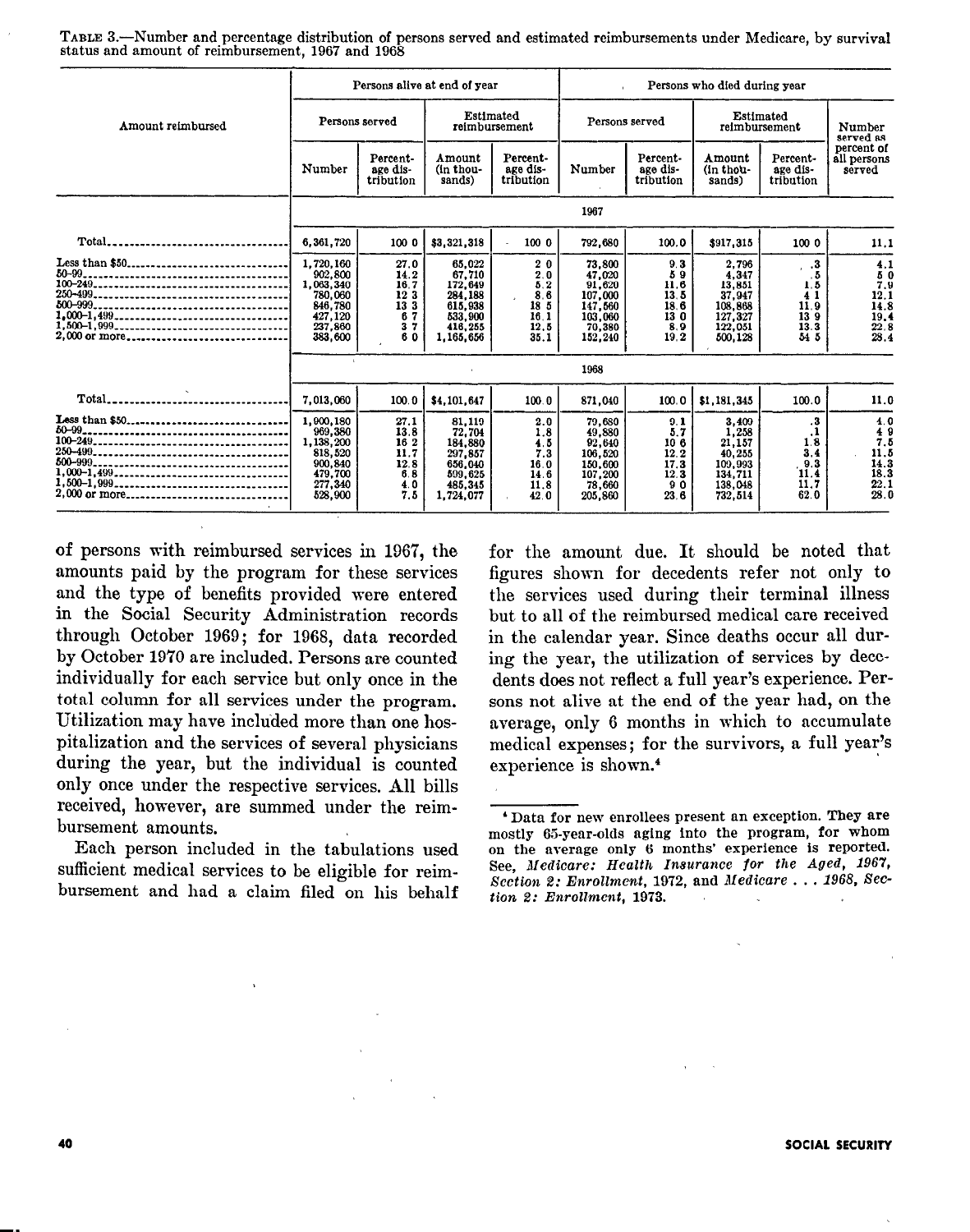TABLE 3.—Number and percentage distribution of persons served and estimated reimbursements under Medicare, by survival status and amount of reimbursement, 1967 and 1968

| Amount reimbursed | Persons alive at end of year | | | | Persons who died during year | | | | |
|---|---|---|---|---|---|---|---|---|---|
| | Persons served | | Estimated reimbursement | | Persons served | | Estimated reimbursement | | Number served as percent of all persons served |
| | Number | Percentage distribution | Amount (in thousands) | Percentage distribution | Number | Percentage distribution | Amount (in thousands) | Percentage distribution | |
| | 1967 | | | | | | | | |
| Total | 6,361,720 | 100 0 | $3,321,318 | 100 0 | 792,680 | 100.0 | $917,315 | 100 0 | 11.1 |
| Less than $50 | 1,720,160 | 27.0 | 65,022 | 2 0 | 73,800 | 9.3 | 2,796 | .3 | 4.1 |
| 50-99 | 902,800 | 14.2 | 67,710 | 2.0 | 47,020 | 5 9 | 4,347 | .5 | 5 0 |
| 100-249 | 1,063,340 | 16.7 | 172,649 | 5.2 | 91,620 | 11.6 | 13,851 | 1.5 | 7.9 |
| 250-499 | 780,060 | 12 3 | 284,188 | 8.6 | 107,000 | 13.5 | 37,947 | 4 1 | 12.1 |
| 500-999 | 846,780 | 13 3 | 615,938 | 18 5 | 147,560 | 18.6 | 108,868 | 11.9 | 14.8 |
| 1,000-1,499 | 427,120 | 6 7 | 533,900 | 16.1 | 103,060 | 13 0 | 127,327 | 13 9 | 19.4 |
| 1,500-1,999 | 237,860 | 3 7 | 416,255 | 12.5 | 70,380 | 8.9 | 122,051 | 13.3 | 22.8 |
| 2,000 or more | 383,600 | 6 0 | 1,165,656 | 35.1 | 152,240 | 19.2 | 500,128 | 54 5 | 28.4 |
| | 1968 | | | | | | | | |
| Total | 7,013,060 | 100.0 | $4,101,647 | 100 0 | 871,040 | 100.0 | $1,181,345 | 100.0 | 11.0 |
| Less than $50 | 1,900,180 | 27.1 | 81,119 | 2.0 | 79,680 | 9.1 | 3,400 | .3 | 4.0 |
| 50-99 | 969,380 | 13.8 | 72,704 | 1.8 | 49,880 | 5.7 | 1,258 | .1 | 4 9 |
| 100-249 | 1,138,200 | 16 2 | 184,880 | 4.5 | 92,640 | 10 6 | 21,157 | 1.8 | 7.5 |
| 250-499 | 818,520 | 11.7 | 297,857 | 7.3 | 106,520 | 12.2 | 40,255 | 3.4 | 11.5 |
| 500-999 | 900,840 | 12.8 | 656,040 | 16.0 | 150,600 | 17.3 | 109,993 | 9.3 | 14.3 |
| 1,000-1,499 | 479,700 | 6.8 | 599,625 | 14.6 | 107,200 | 12.3 | 134,711 | 11.4 | 18.3 |
| 1,500-1,999 | 277,340 | 4.0 | 485,345 | 11.8 | 78,660 | 9 0 | 138,048 | 11.7 | 22.1 |
| 2,000 or more | 528,900 | 7.5 | 1,724,077 | 42.0 | 205,860 | 23.6 | 732,514 | 62.0 | 28.0 |

of persons with reimbursed services in 1967, the amounts paid by the program for these services and the type of benefits provided were entered in the Social Security Administration records through October 1969; for 1968, data recorded by October 1970 are included. Persons are counted individually for each service but only once in the total column for all services under the program. Utilization may have included more than one hospitalization and the services of several physicians during the year, but the individual is counted only once under the respective services. All bills received, however, are summed under the reimbursement amounts.

Each person included in the tabulations used sufficient medical services to be eligible for reimbursement and had a claim filed on his behalf for the amount due. It should be noted that figures shown for decedents refer not only to the services used during their terminal illness but to all of the reimbursed medical care received in the calendar year. Since deaths occur all during the year, the utilization of services by decedents does not reflect a full year's experience. Persons not alive at the end of the year had, on the average, only 6 months in which to accumulate medical expenses; for the survivors, a full year's experience is shown.[4]

[4] Data for new enrollees present an exception. They are mostly 65-year-olds aging into the program, for whom on the average only 6 months' experience is reported. See, *Medicare: Health Insurance for the Aged, 1967, Section 2: Enrollment*, 1972, and *Medicare . . . 1968, Section 2: Enrollment*, 1973.